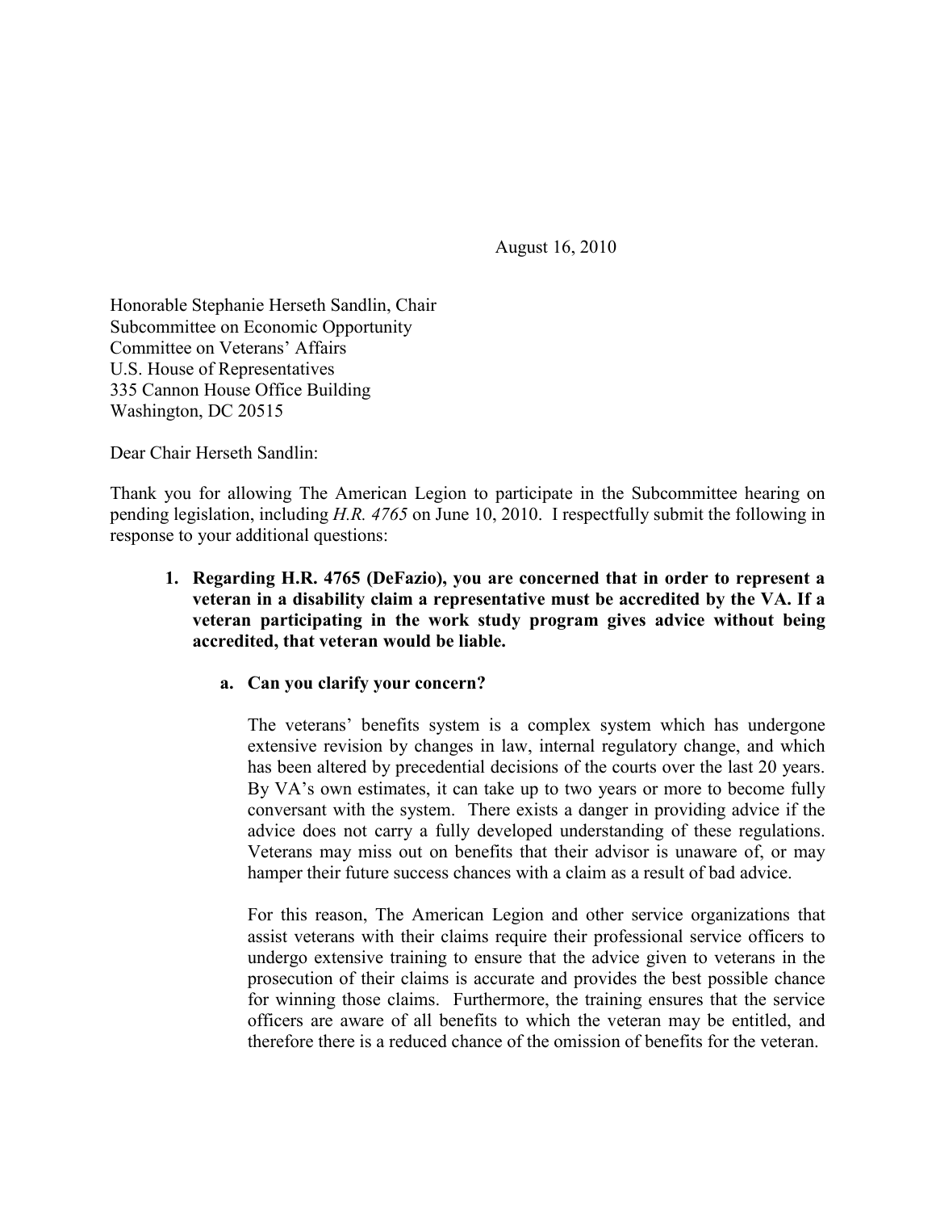August 16, 2010

Honorable Stephanie Herseth Sandlin, Chair
Subcommittee on Economic Opportunity
Committee on Veterans' Affairs
U.S. House of Representatives
335 Cannon House Office Building
Washington, DC 20515

Dear Chair Herseth Sandlin:

Thank you for allowing The American Legion to participate in the Subcommittee hearing on pending legislation, including *H.R. 4765* on June 10, 2010. I respectfully submit the following in response to your additional questions:

1. **Regarding H.R. 4765 (DeFazio), you are concerned that in order to represent a veteran in a disability claim a representative must be accredited by the VA. If a veteran participating in the work study program gives advice without being accredited, that veteran would be liable.**

   a. **Can you clarify your concern?**

      The veterans' benefits system is a complex system which has undergone extensive revision by changes in law, internal regulatory change, and which has been altered by precedential decisions of the courts over the last 20 years. By VA's own estimates, it can take up to two years or more to become fully conversant with the system. There exists a danger in providing advice if the advice does not carry a fully developed understanding of these regulations. Veterans may miss out on benefits that their advisor is unaware of, or may hamper their future success chances with a claim as a result of bad advice.

      For this reason, The American Legion and other service organizations that assist veterans with their claims require their professional service officers to undergo extensive training to ensure that the advice given to veterans in the prosecution of their claims is accurate and provides the best possible chance for winning those claims. Furthermore, the training ensures that the service officers are aware of all benefits to which the veteran may be entitled, and therefore there is a reduced chance of the omission of benefits for the veteran.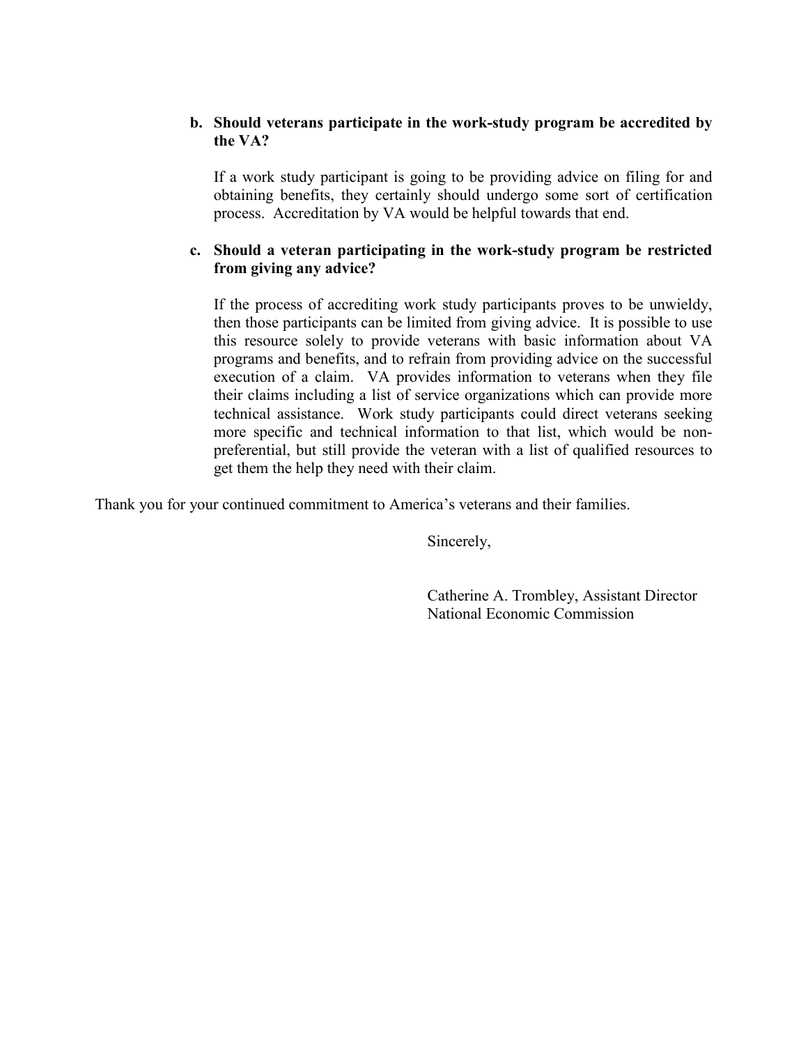**b. Should veterans participate in the work-study program be accredited by the VA?**

If a work study participant is going to be providing advice on filing for and obtaining benefits, they certainly should undergo some sort of certification process. Accreditation by VA would be helpful towards that end.

**c. Should a veteran participating in the work-study program be restricted from giving any advice?**

If the process of accrediting work study participants proves to be unwieldy, then those participants can be limited from giving advice. It is possible to use this resource solely to provide veterans with basic information about VA programs and benefits, and to refrain from providing advice on the successful execution of a claim. VA provides information to veterans when they file their claims including a list of service organizations which can provide more technical assistance. Work study participants could direct veterans seeking more specific and technical information to that list, which would be non-preferential, but still provide the veteran with a list of qualified resources to get them the help they need with their claim.

Thank you for your continued commitment to America's veterans and their families.

Sincerely,

Catherine A. Trombley, Assistant Director
National Economic Commission